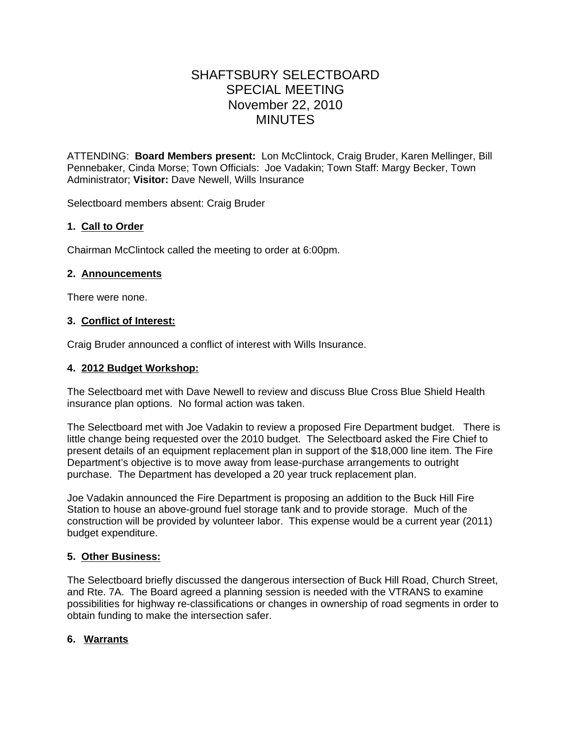# SHAFTSBURY SELECTBOARD
# SPECIAL MEETING
# November 22, 2010
# MINUTES

ATTENDING: **Board Members present:** Lon McClintock, Craig Bruder, Karen Mellinger, Bill Pennebaker, Cinda Morse; Town Officials: Joe Vadakin; Town Staff: Margy Becker, Town Administrator; **Visitor:** Dave Newell, Wills Insurance

Selectboard members absent: Craig Bruder

### 1. Call to Order

Chairman McClintock called the meeting to order at 6:00pm.

### 2. Announcements

There were none.

### 3. Conflict of Interest:

Craig Bruder announced a conflict of interest with Wills Insurance.

### 4. 2012 Budget Workshop:

The Selectboard met with Dave Newell to review and discuss Blue Cross Blue Shield Health insurance plan options. No formal action was taken.

The Selectboard met with Joe Vadakin to review a proposed Fire Department budget. There is little change being requested over the 2010 budget. The Selectboard asked the Fire Chief to present details of an equipment replacement plan in support of the $18,000 line item. The Fire Department's objective is to move away from lease-purchase arrangements to outright purchase. The Department has developed a 20 year truck replacement plan.

Joe Vadakin announced the Fire Department is proposing an addition to the Buck Hill Fire Station to house an above-ground fuel storage tank and to provide storage. Much of the construction will be provided by volunteer labor. This expense would be a current year (2011) budget expenditure.

### 5. Other Business:

The Selectboard briefly discussed the dangerous intersection of Buck Hill Road, Church Street, and Rte. 7A. The Board agreed a planning session is needed with the VTRANS to examine possibilities for highway re-classifications or changes in ownership of road segments in order to obtain funding to make the intersection safer.

### 6. Warrants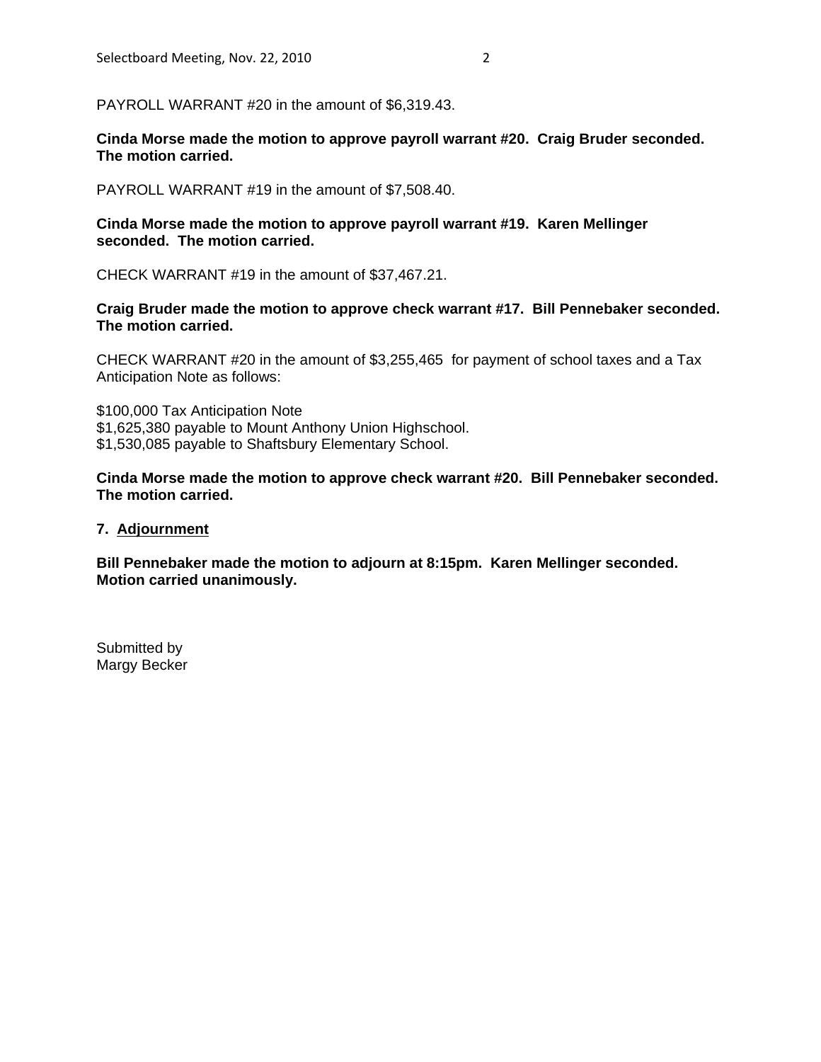PAYROLL WARRANT #20 in the amount of $6,319.43.

**Cinda Morse made the motion to approve payroll warrant #20. Craig Bruder seconded. The motion carried.**

PAYROLL WARRANT #19 in the amount of $7,508.40.

**Cinda Morse made the motion to approve payroll warrant #19. Karen Mellinger seconded. The motion carried.**

CHECK WARRANT #19 in the amount of $37,467.21.

**Craig Bruder made the motion to approve check warrant #17. Bill Pennebaker seconded. The motion carried.**

CHECK WARRANT #20 in the amount of $3,255,465 for payment of school taxes and a Tax Anticipation Note as follows:

$100,000 Tax Anticipation Note
$1,625,380 payable to Mount Anthony Union Highschool.
$1,530,085 payable to Shaftsbury Elementary School.

**Cinda Morse made the motion to approve check warrant #20. Bill Pennebaker seconded. The motion carried.**

**7. Adjournment**

**Bill Pennebaker made the motion to adjourn at 8:15pm. Karen Mellinger seconded. Motion carried unanimously.**

Submitted by
Margy Becker